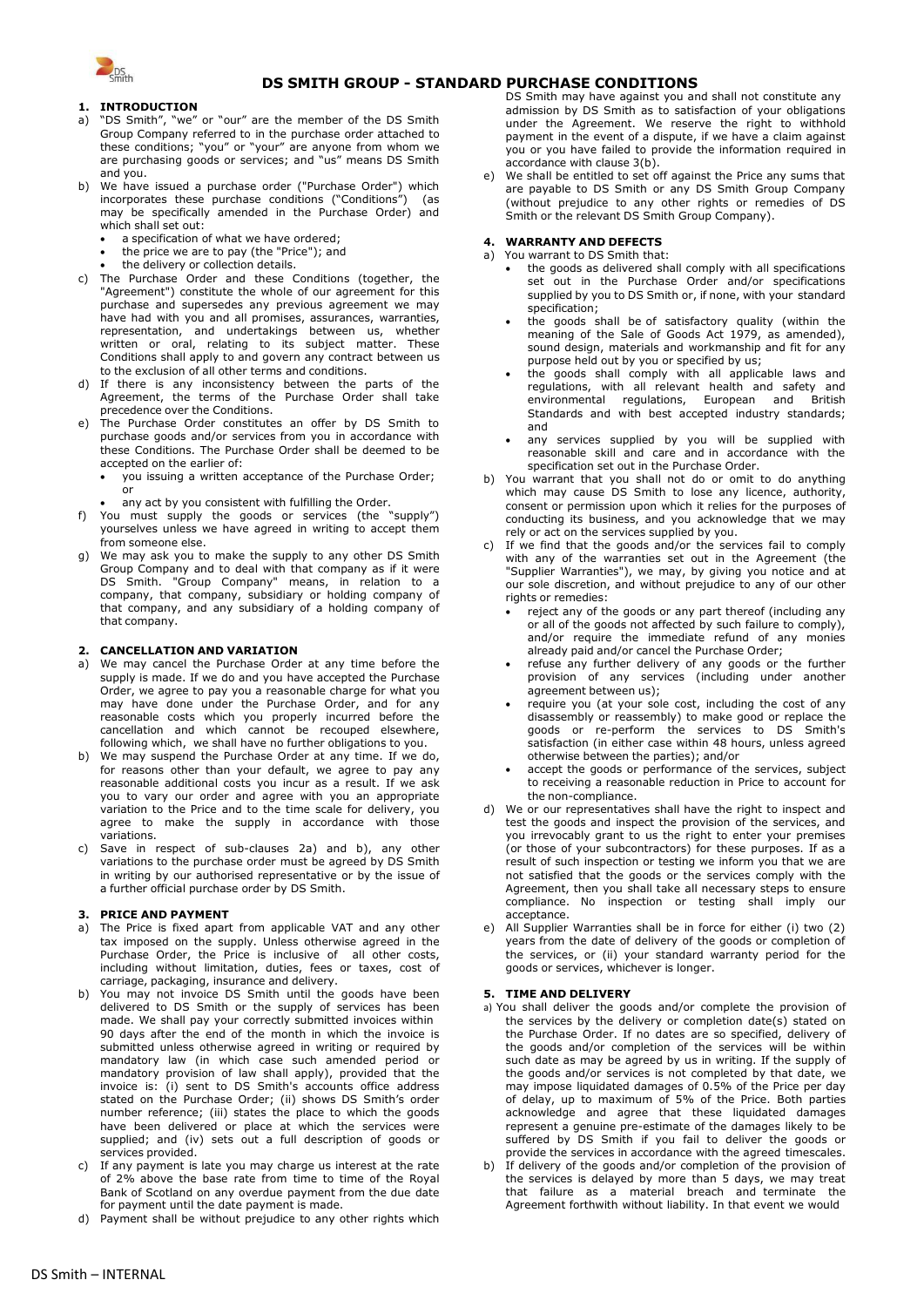# DS SMITH GROUP - STANDARD PURCHASE CONDITIONS

## 1. INTRODUCTION

a) "DS Smith", "we" or "our" are the member of the DS Smith Group Company referred to in the purchase order attached to these conditions; "you" or "your" are anyone from whom we are purchasing goods or services; and "us" means DS Smith and you.

b) We have issued a purchase order ("Purchase Order") which incorporates these purchase conditions ("Conditions") (as may be specifically amended in the Purchase Order) and which shall set out:
- a specification of what we have ordered;
- the price we are to pay (the "Price"); and
- the delivery or collection details.

c) The Purchase Order and these Conditions (together, the "Agreement") constitute the whole of our agreement for this purchase and supersedes any previous agreement we may have had with you and all promises, assurances, warranties, representation, and undertakings between us, whether written or oral, relating to its subject matter. These Conditions shall apply to and govern any contract between us to the exclusion of all other terms and conditions.

d) If there is any inconsistency between the parts of the Agreement, the terms of the Purchase Order shall take precedence over the Conditions.

e) The Purchase Order constitutes an offer by DS Smith to purchase goods and/or services from you in accordance with these Conditions. The Purchase Order shall be deemed to be accepted on the earlier of:
- you issuing a written acceptance of the Purchase Order; or
- any act by you consistent with fulfilling the Order.

f) You must supply the goods or services (the "supply") yourselves unless we have agreed in writing to accept them from someone else.

g) We may ask you to make the supply to any other DS Smith Group Company and to deal with that company as if it were DS Smith. "Group Company" means, in relation to a company, that company, subsidiary or holding company of that company, and any subsidiary of a holding company of that company.

## 2. CANCELLATION AND VARIATION

a) We may cancel the Purchase Order at any time before the supply is made. If we do and you have accepted the Purchase Order, we agree to pay you a reasonable charge for what you may have done under the Purchase Order, and for any reasonable costs which you properly incurred before the cancellation and which cannot be recouped elsewhere, following which, we shall have no further obligations to you.

b) We may suspend the Purchase Order at any time. If we do, for reasons other than your default, we agree to pay any reasonable additional costs you incur as a result. If we ask you to vary our order and agree with you an appropriate variation to the Price and to the time scale for delivery, you agree to make the supply in accordance with those variations.

c) Save in respect of sub-clauses 2a) and b), any other variations to the purchase order must be agreed by DS Smith in writing by our authorised representative or by the issue of a further official purchase order by DS Smith.

## 3. PRICE AND PAYMENT

a) The Price is fixed apart from applicable VAT and any other tax imposed on the supply. Unless otherwise agreed in the Purchase Order, the Price is inclusive of all other costs, including without limitation, duties, fees or taxes, cost of carriage, packaging, insurance and delivery.

b) You may not invoice DS Smith until the goods have been delivered to DS Smith or the supply of services has been made. We shall pay your correctly submitted invoices within 90 days after the end of the month in which the invoice is submitted unless otherwise agreed in writing or required by mandatory law (in which case such amended period or mandatory provision of law shall apply), provided that the invoice is: (i) sent to DS Smith's accounts office address stated on the Purchase Order; (ii) shows DS Smith's order number reference; (iii) states the place to which the goods have been delivered or place at which the services were supplied; and (iv) sets out a full description of goods or services provided.

c) If any payment is late you may charge us interest at the rate of 2% above the base rate from time to time of the Royal Bank of Scotland on any overdue payment from the due date for payment until the date payment is made.

d) Payment shall be without prejudice to any other rights which DS Smith may have against you and shall not constitute any admission by DS Smith as to satisfaction of your obligations under the Agreement. We reserve the right to withhold payment in the event of a dispute, if we have a claim against you or you have failed to provide the information required in accordance with clause 3(b).

e) We shall be entitled to set off against the Price any sums that are payable to DS Smith or any DS Smith Group Company (without prejudice to any other rights or remedies of DS Smith or the relevant DS Smith Group Company).

## 4. WARRANTY AND DEFECTS

a) You warrant to DS Smith that:
- the goods as delivered shall comply with all specifications set out in the Purchase Order and/or specifications supplied by you to DS Smith or, if none, with your standard specification;
- the goods shall be of satisfactory quality (within the meaning of the Sale of Goods Act 1979, as amended), sound design, materials and workmanship and fit for any purpose held out by you or specified by us;
- the goods shall comply with all applicable laws and regulations, with all relevant health and safety and environmental regulations, European and British Standards and with best accepted industry standards; and
- any services supplied by you will be supplied with reasonable skill and care and in accordance with the specification set out in the Purchase Order.

b) You warrant that you shall not do or omit to do anything which may cause DS Smith to lose any licence, authority, consent or permission upon which it relies for the purposes of conducting its business, and you acknowledge that we may rely or act on the services supplied by you.

c) If we find that the goods and/or the services fail to comply with any of the warranties set out in the Agreement (the "Supplier Warranties"), we may, by giving you notice and at our sole discretion, and without prejudice to any of our other rights or remedies:
- reject any of the goods or any part thereof (including any or all of the goods not affected by such failure to comply), and/or require the immediate refund of any monies already paid and/or cancel the Purchase Order;
- refuse any further delivery of any goods or the further provision of any services (including under another agreement between us);
- require you (at your sole cost, including the cost of any disassembly or reassembly) to make good or replace the goods or re-perform the services to DS Smith's satisfaction (in either case within 48 hours, unless agreed otherwise between the parties); and/or
- accept the goods or performance of the services, subject to receiving a reasonable reduction in Price to account for the non-compliance.

d) We or our representatives shall have the right to inspect and test the goods and inspect the provision of the services, and you irrevocably grant to us the right to enter your premises (or those of your subcontractors) for these purposes. If as a result of such inspection or testing we inform you that we are not satisfied that the goods or the services comply with the Agreement, then you shall take all necessary steps to ensure compliance. No inspection or testing shall imply our acceptance.

e) All Supplier Warranties shall be in force for either (i) two (2) years from the date of delivery of the goods or completion of the services, or (ii) your standard warranty period for the goods or services, whichever is longer.

## 5. TIME AND DELIVERY

a) You shall deliver the goods and/or complete the provision of the services by the delivery or completion date(s) stated on the Purchase Order. If no dates are so specified, delivery of the goods and/or completion of the services will be within such date as may be agreed by us in writing. If the supply of the goods and/or services is not completed by that date, we may impose liquidated damages of 0.5% of the Price per day of delay, up to maximum of 5% of the Price. Both parties acknowledge and agree that these liquidated damages represent a genuine pre-estimate of the damages likely to be suffered by DS Smith if you fail to deliver the goods or provide the services in accordance with the agreed timescales.

b) If delivery of the goods and/or completion of the provision of the services is delayed by more than 5 days, we may treat that failure as a material breach and terminate the Agreement forthwith without liability. In that event we would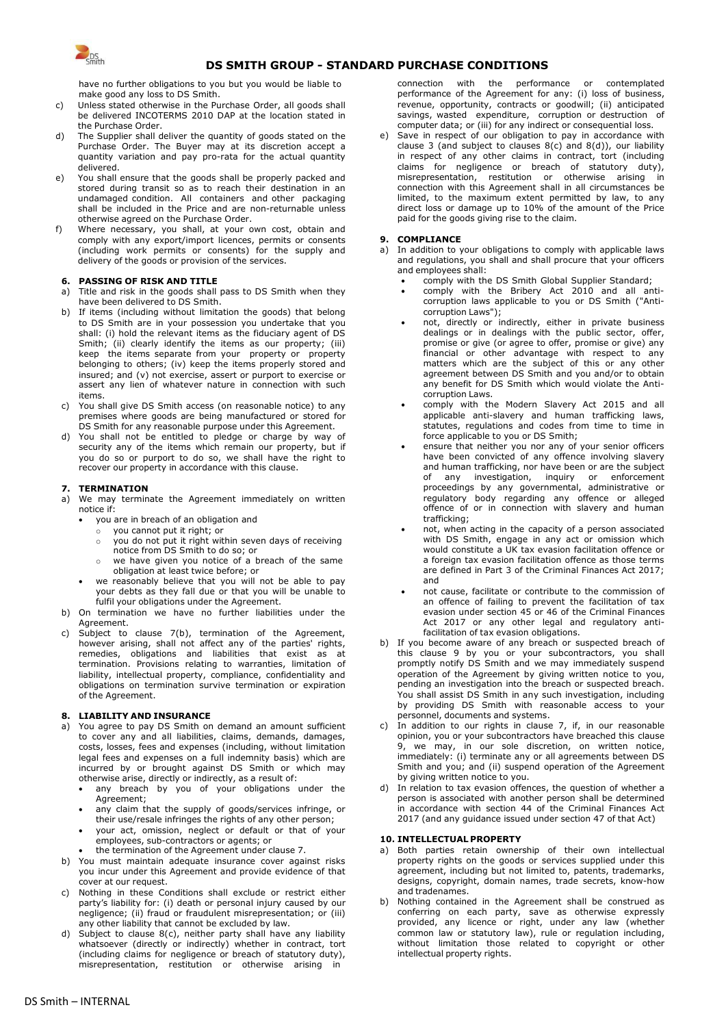have no further obligations to you but you would be liable to make good any loss to DS Smith.

c) Unless stated otherwise in the Purchase Order, all goods shall be delivered INCOTERMS 2010 DAP at the location stated in the Purchase Order.

d) The Supplier shall deliver the quantity of goods stated on the Purchase Order. The Buyer may at its discretion accept a quantity variation and pay pro-rata for the actual quantity delivered.

e) You shall ensure that the goods shall be properly packed and stored during transit so as to reach their destination in an undamaged condition. All containers and other packaging shall be included in the Price and are non-returnable unless otherwise agreed on the Purchase Order.

f) Where necessary, you shall, at your own cost, obtain and comply with any export/import licences, permits or consents (including work permits or consents) for the supply and delivery of the goods or provision of the services.

### 6. PASSING OF RISK AND TITLE

a) Title and risk in the goods shall pass to DS Smith when they have been delivered to DS Smith.

b) If items (including without limitation the goods) that belong to DS Smith are in your possession you undertake that you shall: (i) hold the relevant items as the fiduciary agent of DS Smith; (ii) clearly identify the items as our property; (iii) keep the items separate from your property or property belonging to others; (iv) keep the items properly stored and insured; and (v) not exercise, assert or purport to exercise or assert any lien of whatever nature in connection with such items.

c) You shall give DS Smith access (on reasonable notice) to any premises where goods are being manufactured or stored for DS Smith for any reasonable purpose under this Agreement.

d) You shall not be entitled to pledge or charge by way of security any of the items which remain our property, but if you do so or purport to do so, we shall have the right to recover our property in accordance with this clause.

### 7. TERMINATION

a) We may terminate the Agreement immediately on written notice if:
- you are in breach of an obligation and
  - you cannot put it right; or
  - you do not put it right within seven days of receiving notice from DS Smith to do so; or
  - we have given you notice of a breach of the same obligation at least twice before; or
- we reasonably believe that you will not be able to pay your debts as they fall due or that you will be unable to fulfil your obligations under the Agreement.

b) On termination we have no further liabilities under the Agreement.

c) Subject to clause 7(b), termination of the Agreement, however arising, shall not affect any of the parties' rights, remedies, obligations and liabilities that exist as at termination. Provisions relating to warranties, limitation of liability, intellectual property, compliance, confidentiality and obligations on termination survive termination or expiration of the Agreement.

### 8. LIABILITY AND INSURANCE

a) You agree to pay DS Smith on demand an amount sufficient to cover any and all liabilities, claims, demands, damages, costs, losses, fees and expenses (including, without limitation legal fees and expenses on a full indemnity basis) which are incurred by or brought against DS Smith or which may otherwise arise, directly or indirectly, as a result of:
- any breach by you of your obligations under the Agreement;
- any claim that the supply of goods/services infringe, or their use/resale infringes the rights of any other person;
- your act, omission, neglect or default or that of your employees, sub-contractors or agents; or
- the termination of the Agreement under clause 7.

b) You must maintain adequate insurance cover against risks you incur under this Agreement and provide evidence of that cover at our request.

c) Nothing in these Conditions shall exclude or restrict either party's liability for: (i) death or personal injury caused by our negligence; (ii) fraud or fraudulent misrepresentation; or (iii) any other liability that cannot be excluded by law.

d) Subject to clause 8(c), neither party shall have any liability whatsoever (directly or indirectly) whether in contract, tort (including claims for negligence or breach of statutory duty), misrepresentation, restitution or otherwise arising in connection with the performance or contemplated performance of the Agreement for any: (i) loss of business, revenue, opportunity, contracts or goodwill; (ii) anticipated savings, wasted expenditure, corruption or destruction of computer data; or (iii) for any indirect or consequential loss.

e) Save in respect of our obligation to pay in accordance with clause 3 (and subject to clauses 8(c) and 8(d)), our liability in respect of any other claims in contract, tort (including claims for negligence or breach of statutory duty), misrepresentation, restitution or otherwise arising in connection with this Agreement shall in all circumstances be limited, to the maximum extent permitted by law, to any direct loss or damage up to 10% of the amount of the Price paid for the goods giving rise to the claim.

### 9. COMPLIANCE

a) In addition to your obligations to comply with applicable laws and regulations, you shall and shall procure that your officers and employees shall:
- comply with the DS Smith Global Supplier Standard;
- comply with the Bribery Act 2010 and all anti-corruption laws applicable to you or DS Smith ("Anti-corruption Laws");
- not, directly or indirectly, either in private business dealings or in dealings with the public sector, offer, promise or give (or agree to offer, promise or give) any financial or other advantage with respect to any matters which are the subject of this or any other agreement between DS Smith and you and/or to obtain any benefit for DS Smith which would violate the Anti-corruption Laws.
- comply with the Modern Slavery Act 2015 and all applicable anti-slavery and human trafficking laws, statutes, regulations and codes from time to time in force applicable to you or DS Smith;
- ensure that neither you nor any of your senior officers have been convicted of any offence involving slavery and human trafficking, nor have been or are the subject of any investigation, inquiry or enforcement proceedings by any governmental, administrative or regulatory body regarding any offence or alleged offence of or in connection with slavery and human trafficking;
- not, when acting in the capacity of a person associated with DS Smith, engage in any act or omission which would constitute a UK tax evasion facilitation offence or a foreign tax evasion facilitation offence as those terms are defined in Part 3 of the Criminal Finances Act 2017; and
- not cause, facilitate or contribute to the commission of an offence of failing to prevent the facilitation of tax evasion under section 45 or 46 of the Criminal Finances Act 2017 or any other legal and regulatory anti-facilitation of tax evasion obligations.

b) If you become aware of any breach or suspected breach of this clause 9 by you or your subcontractors, you shall promptly notify DS Smith and we may immediately suspend operation of the Agreement by giving written notice to you, pending an investigation into the breach or suspected breach. You shall assist DS Smith in any such investigation, including by providing DS Smith with reasonable access to your personnel, documents and systems.

c) In addition to our rights in clause 7, if, in our reasonable opinion, you or your subcontractors have breached this clause 9, we may, in our sole discretion, on written notice, immediately: (i) terminate any or all agreements between DS Smith and you; and (ii) suspend operation of the Agreement by giving written notice to you.

d) In relation to tax evasion offences, the question of whether a person is associated with another person shall be determined in accordance with section 44 of the Criminal Finances Act 2017 (and any guidance issued under section 47 of that Act)

### 10. INTELLECTUAL PROPERTY

a) Both parties retain ownership of their own intellectual property rights on the goods or services supplied under this agreement, including but not limited to, patents, trademarks, designs, copyright, domain names, trade secrets, know-how and tradenames.

b) Nothing contained in the Agreement shall be construed as conferring on each party, save as otherwise expressly provided, any licence or right, under any law (whether common law or statutory law), rule or regulation including, without limitation those related to copyright or other intellectual property rights.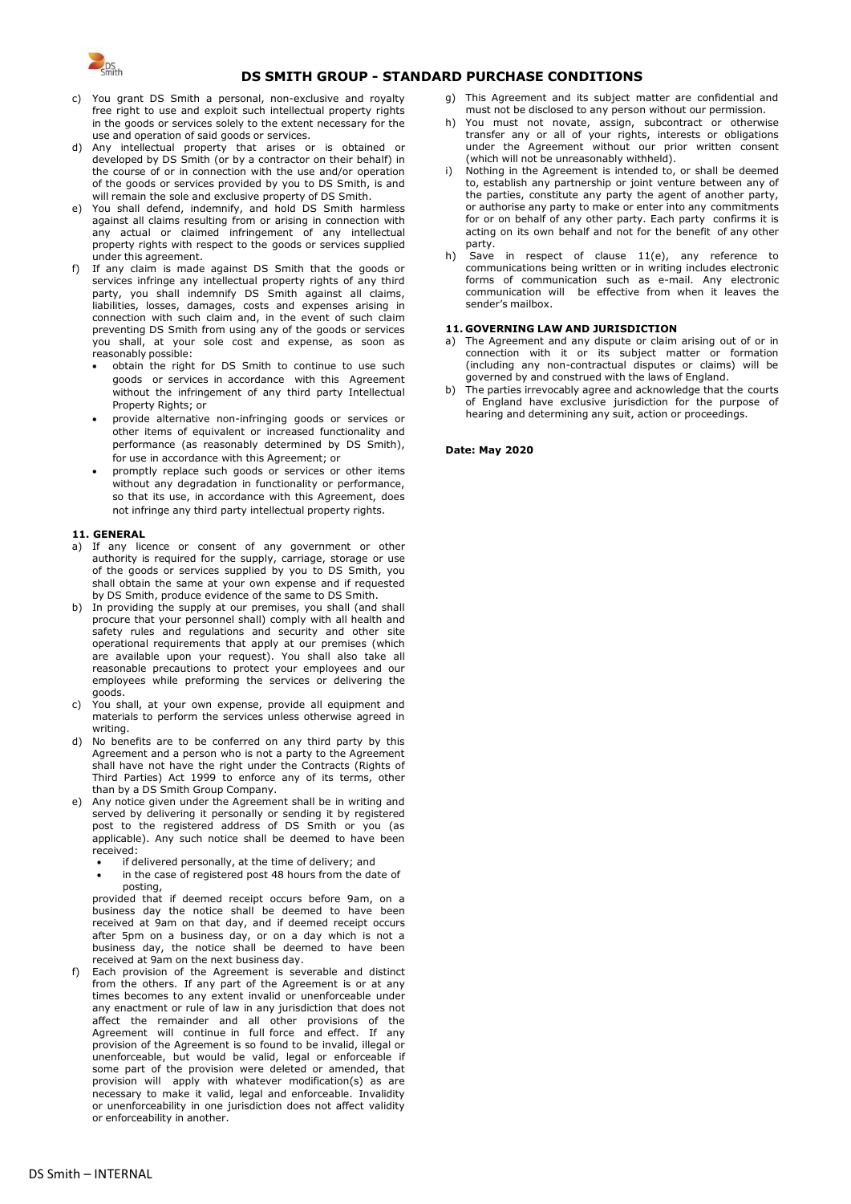c) You grant DS Smith a personal, non-exclusive and royalty free right to use and exploit such intellectual property rights in the goods or services solely to the extent necessary for the use and operation of said goods or services.

d) Any intellectual property that arises or is obtained or developed by DS Smith (or by a contractor on their behalf) in the course of or in connection with the use and/or operation of the goods or services provided by you to DS Smith, is and will remain the sole and exclusive property of DS Smith.

e) You shall defend, indemnify, and hold DS Smith harmless against all claims resulting from or arising in connection with any actual or claimed infringement of any intellectual property rights with respect to the goods or services supplied under this agreement.

f) If any claim is made against DS Smith that the goods or services infringe any intellectual property rights of any third party, you shall indemnify DS Smith against all claims, liabilities, losses, damages, costs and expenses arising in connection with such claim and, in the event of such claim preventing DS Smith from using any of the goods or services you shall, at your sole cost and expense, as soon as reasonably possible:
   - obtain the right for DS Smith to continue to use such goods or services in accordance with this Agreement without the infringement of any third party Intellectual Property Rights; or
   - provide alternative non-infringing goods or services or other items of equivalent or increased functionality and performance (as reasonably determined by DS Smith), for use in accordance with this Agreement; or
   - promptly replace such goods or services or other items without any degradation in functionality or performance, so that its use, in accordance with this Agreement, does not infringe any third party intellectual property rights.

## 11. GENERAL

a) If any licence or consent of any government or other authority is required for the supply, carriage, storage or use of the goods or services supplied by you to DS Smith, you shall obtain the same at your own expense and if requested by DS Smith, produce evidence of the same to DS Smith.

b) In providing the supply at our premises, you shall (and shall procure that your personnel shall) comply with all health and safety rules and regulations and security and other site operational requirements that apply at our premises (which are available upon your request). You shall also take all reasonable precautions to protect your employees and our employees while preforming the services or delivering the goods.

c) You shall, at your own expense, provide all equipment and materials to perform the services unless otherwise agreed in writing.

d) No benefits are to be conferred on any third party by this Agreement and a person who is not a party to the Agreement shall have not have the right under the Contracts (Rights of Third Parties) Act 1999 to enforce any of its terms, other than by a DS Smith Group Company.

e) Any notice given under the Agreement shall be in writing and served by delivering it personally or sending it by registered post to the registered address of DS Smith or you (as applicable). Any such notice shall be deemed to have been received:
   - if delivered personally, at the time of delivery; and
   - in the case of registered post 48 hours from the date of posting,

   provided that if deemed receipt occurs before 9am, on a business day the notice shall be deemed to have been received at 9am on that day, and if deemed receipt occurs after 5pm on a business day, or on a day which is not a business day, the notice shall be deemed to have been received at 9am on the next business day.

f) Each provision of the Agreement is severable and distinct from the others. If any part of the Agreement is or at any times becomes to any extent invalid or unenforceable under any enactment or rule of law in any jurisdiction that does not affect the remainder and all other provisions of the Agreement will continue in full force and effect. If any provision of the Agreement is so found to be invalid, illegal or unenforceable, but would be valid, legal or enforceable if some part of the provision were deleted or amended, that provision will apply with whatever modification(s) as are necessary to make it valid, legal and enforceable. Invalidity or unenforceability in one jurisdiction does not affect validity or enforceability in another.

g) This Agreement and its subject matter are confidential and must not be disclosed to any person without our permission.

h) You must not novate, assign, subcontract or otherwise transfer any or all of your rights, interests or obligations under the Agreement without our prior written consent (which will not be unreasonably withheld).

i) Nothing in the Agreement is intended to, or shall be deemed to, establish any partnership or joint venture between any of the parties, constitute any party the agent of another party, or authorise any party to make or enter into any commitments for or on behalf of any other party. Each party confirms it is acting on its own behalf and not for the benefit of any other party.

h) Save in respect of clause 11(e), any reference to communications being written or in writing includes electronic forms of communication such as e-mail. Any electronic communication will be effective from when it leaves the sender's mailbox.

## 11. GOVERNING LAW AND JURISDICTION

a) The Agreement and any dispute or claim arising out of or in connection with it or its subject matter or formation (including any non-contractual disputes or claims) will be governed by and construed with the laws of England.

b) The parties irrevocably agree and acknowledge that the courts of England have exclusive jurisdiction for the purpose of hearing and determining any suit, action or proceedings.

**Date: May 2020**